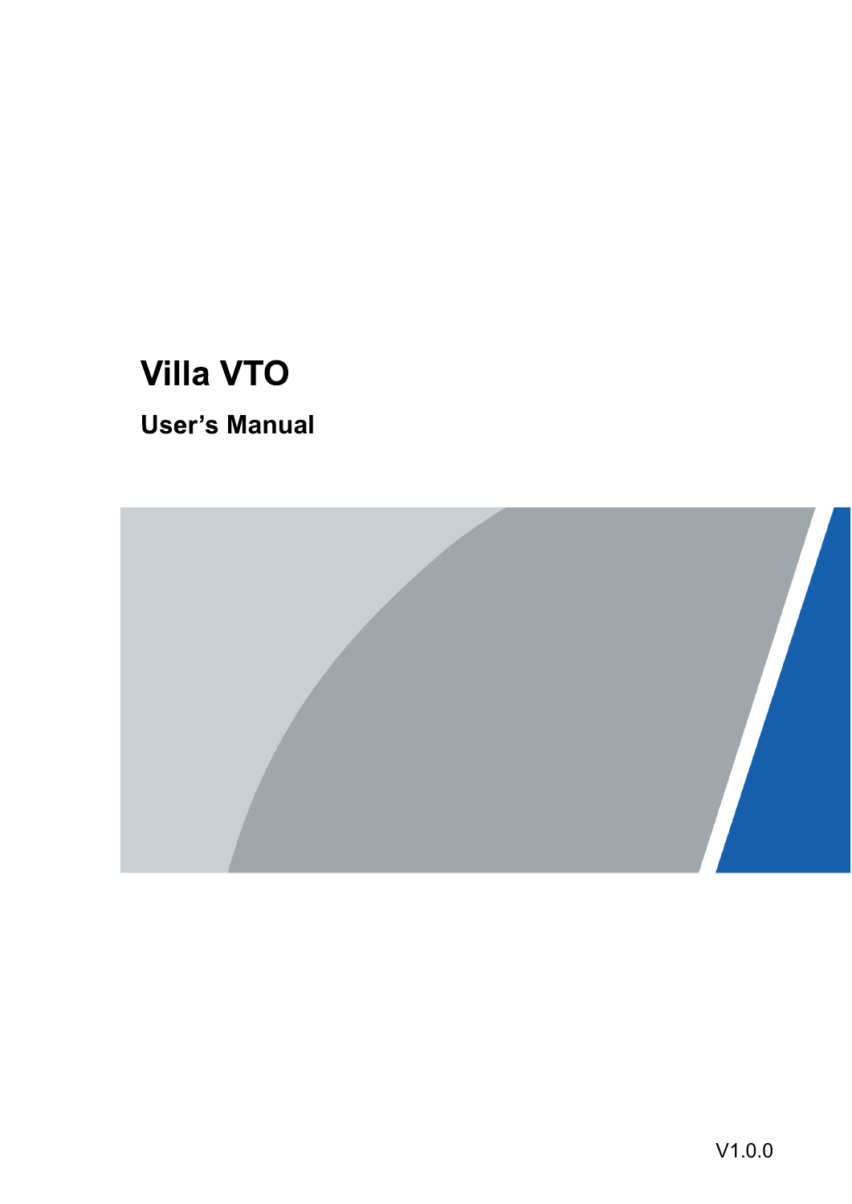# Villa VTO

## User's Manual

V1.0.0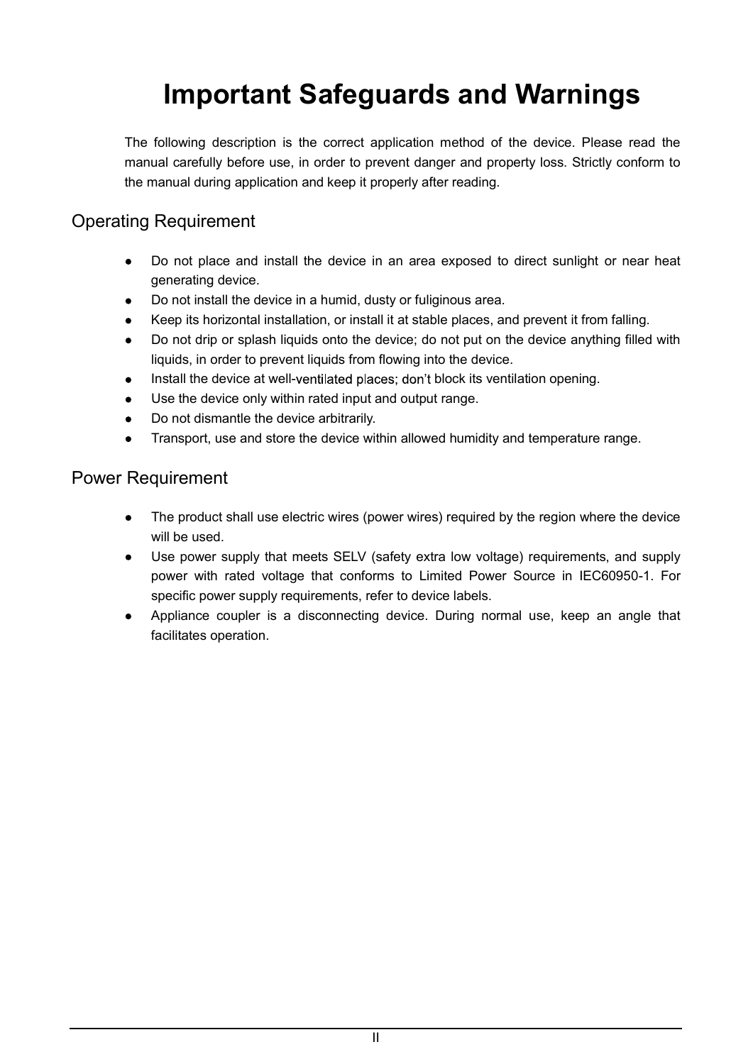# Important Safeguards and Warnings

The following description is the correct application method of the device. Please read the manual carefully before use, in order to prevent danger and property loss. Strictly conform to the manual during application and keep it properly after reading.

## Operating Requirement

- Do not place and install the device in an area exposed to direct sunlight or near heat generating device.
- Do not install the device in a humid, dusty or fuliginous area.
- Keep its horizontal installation, or install it at stable places, and prevent it from falling.
- Do not drip or splash liquids onto the device; do not put on the device anything filled with liquids, in order to prevent liquids from flowing into the device.
- Install the device at well-ventilated places; don't block its ventilation opening.
- Use the device only within rated input and output range.
- Do not dismantle the device arbitrarily.
- Transport, use and store the device within allowed humidity and temperature range.

## Power Requirement

- The product shall use electric wires (power wires) required by the region where the device will be used.
- Use power supply that meets SELV (safety extra low voltage) requirements, and supply power with rated voltage that conforms to Limited Power Source in IEC60950-1. For specific power supply requirements, refer to device labels.
- Appliance coupler is a disconnecting device. During normal use, keep an angle that facilitates operation.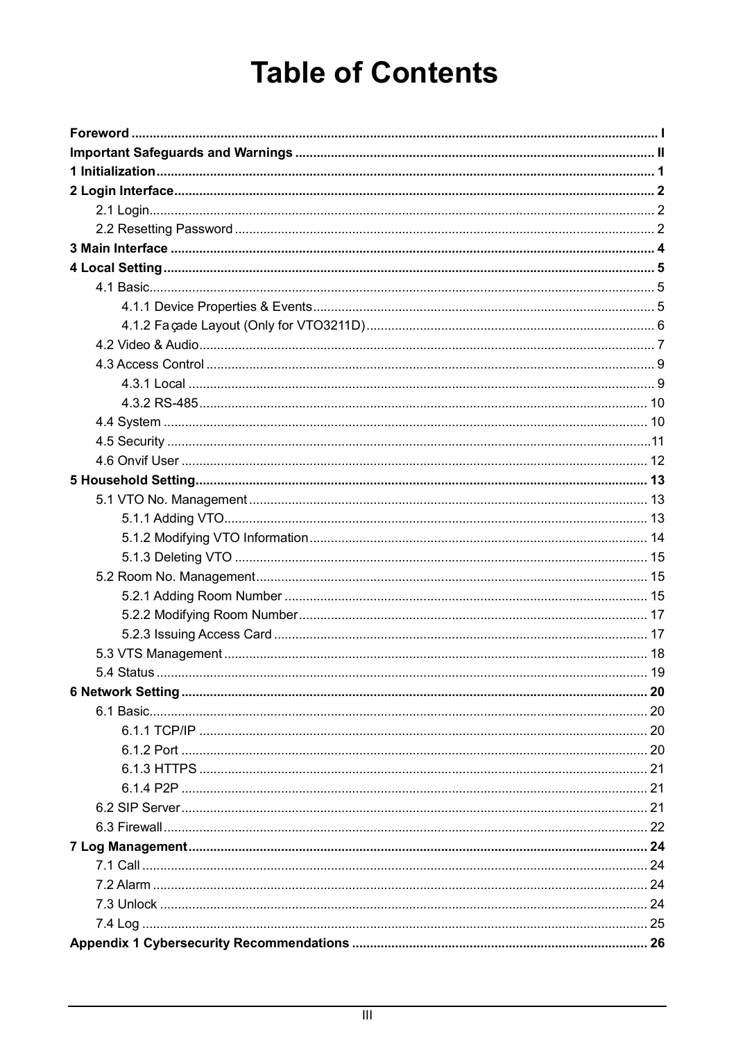# Table of Contents

**Foreword** ..... I

**Important Safeguards and Warnings** ..... II

**1 Initialization** ..... 1

**2 Login Interface** ..... 2

- 2.1 Login ..... 2
- 2.2 Resetting Password ..... 2

**3 Main Interface** ..... 4

**4 Local Setting** ..... 5

- 4.1 Basic ..... 5
  - 4.1.1 Device Properties & Events ..... 5
  - 4.1.2 Façade Layout (Only for VTO3211D) ..... 6
- 4.2 Video & Audio ..... 7
- 4.3 Access Control ..... 9
  - 4.3.1 Local ..... 9
  - 4.3.2 RS-485 ..... 10
- 4.4 System ..... 10
- 4.5 Security ..... 11
- 4.6 Onvif User ..... 12

**5 Household Setting** ..... 13

- 5.1 VTO No. Management ..... 13
  - 5.1.1 Adding VTO ..... 13
  - 5.1.2 Modifying VTO Information ..... 14
  - 5.1.3 Deleting VTO ..... 15
- 5.2 Room No. Management ..... 15
  - 5.2.1 Adding Room Number ..... 15
  - 5.2.2 Modifying Room Number ..... 17
  - 5.2.3 Issuing Access Card ..... 17
- 5.3 VTS Management ..... 18
- 5.4 Status ..... 19

**6 Network Setting** ..... 20

- 6.1 Basic ..... 20
  - 6.1.1 TCP/IP ..... 20
  - 6.1.2 Port ..... 20
  - 6.1.3 HTTPS ..... 21
  - 6.1.4 P2P ..... 21
- 6.2 SIP Server ..... 21
- 6.3 Firewall ..... 22

**7 Log Management** ..... 24

- 7.1 Call ..... 24
- 7.2 Alarm ..... 24
- 7.3 Unlock ..... 24
- 7.4 Log ..... 25

**Appendix 1 Cybersecurity Recommendations** ..... 26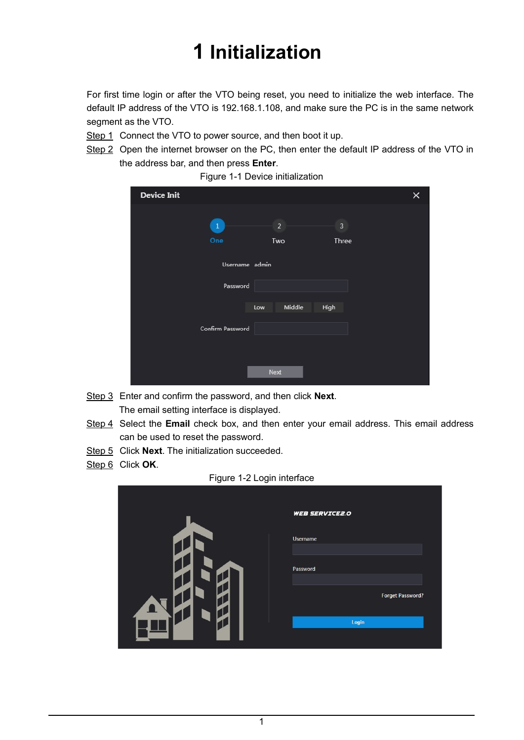# 1 Initialization

For first time login or after the VTO being reset, you need to initialize the web interface. The default IP address of the VTO is 192.168.1.108, and make sure the PC is in the same network segment as the VTO.

Step 1 Connect the VTO to power source, and then boot it up.

Step 2 Open the internet browser on the PC, then enter the default IP address of the VTO in the address bar, and then press **Enter**.

Figure 1-1 Device initialization

Step 3 Enter and confirm the password, and then click **Next**.

The email setting interface is displayed.

Step 4 Select the **Email** check box, and then enter your email address. This email address can be used to reset the password.

Step 5 Click **Next**. The initialization succeeded.

Step 6 Click **OK**.

Figure 1-2 Login interface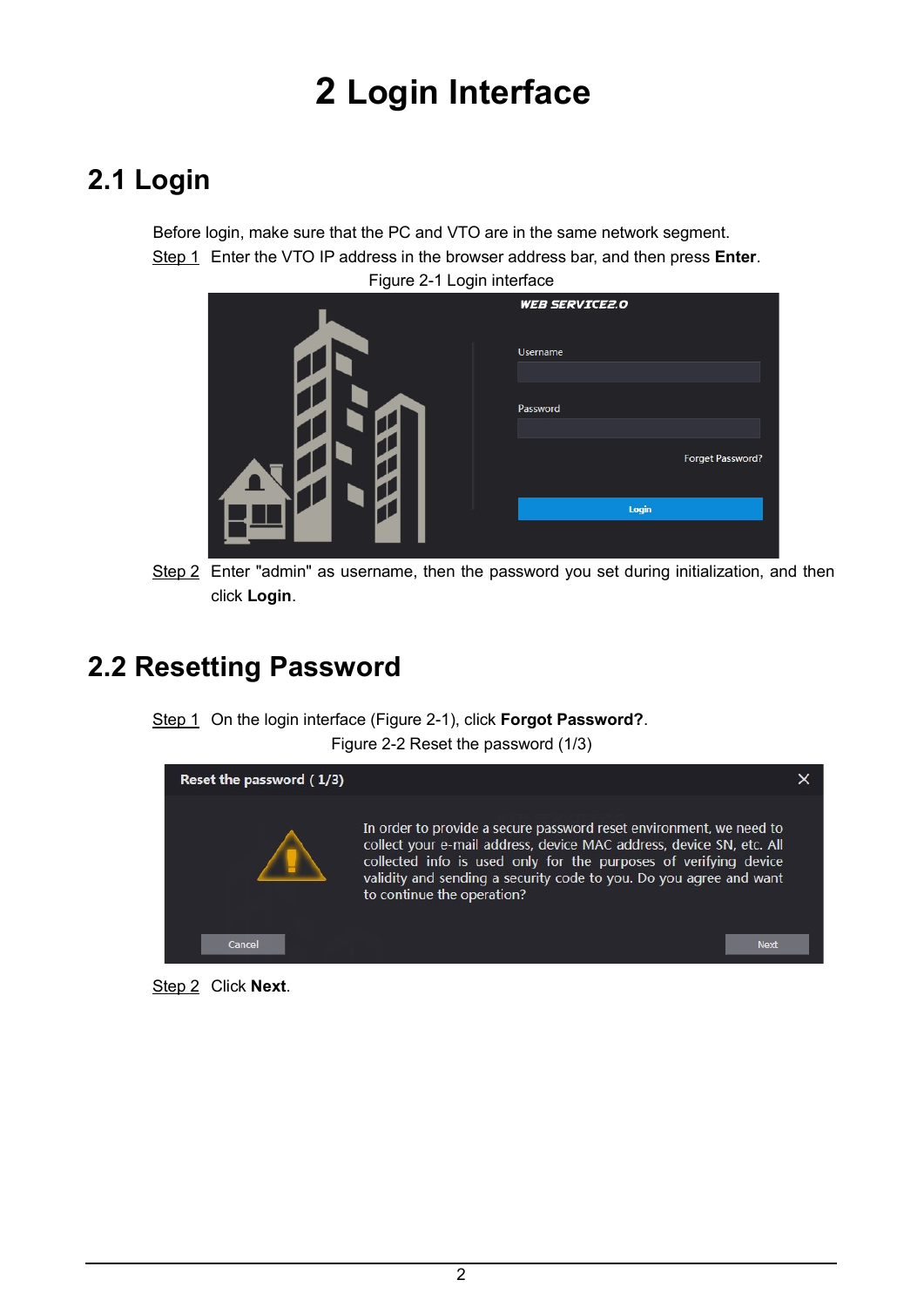# 2 Login Interface

## 2.1 Login

Before login, make sure that the PC and VTO are in the same network segment.

Step 1 Enter the VTO IP address in the browser address bar, and then press **Enter**.

Figure 2-1 Login interface

Step 2 Enter "admin" as username, then the password you set during initialization, and then click **Login**.

## 2.2 Resetting Password

Step 1 On the login interface (Figure 2-1), click **Forgot Password?**.

Figure 2-2 Reset the password (1/3)

Step 2 Click **Next**.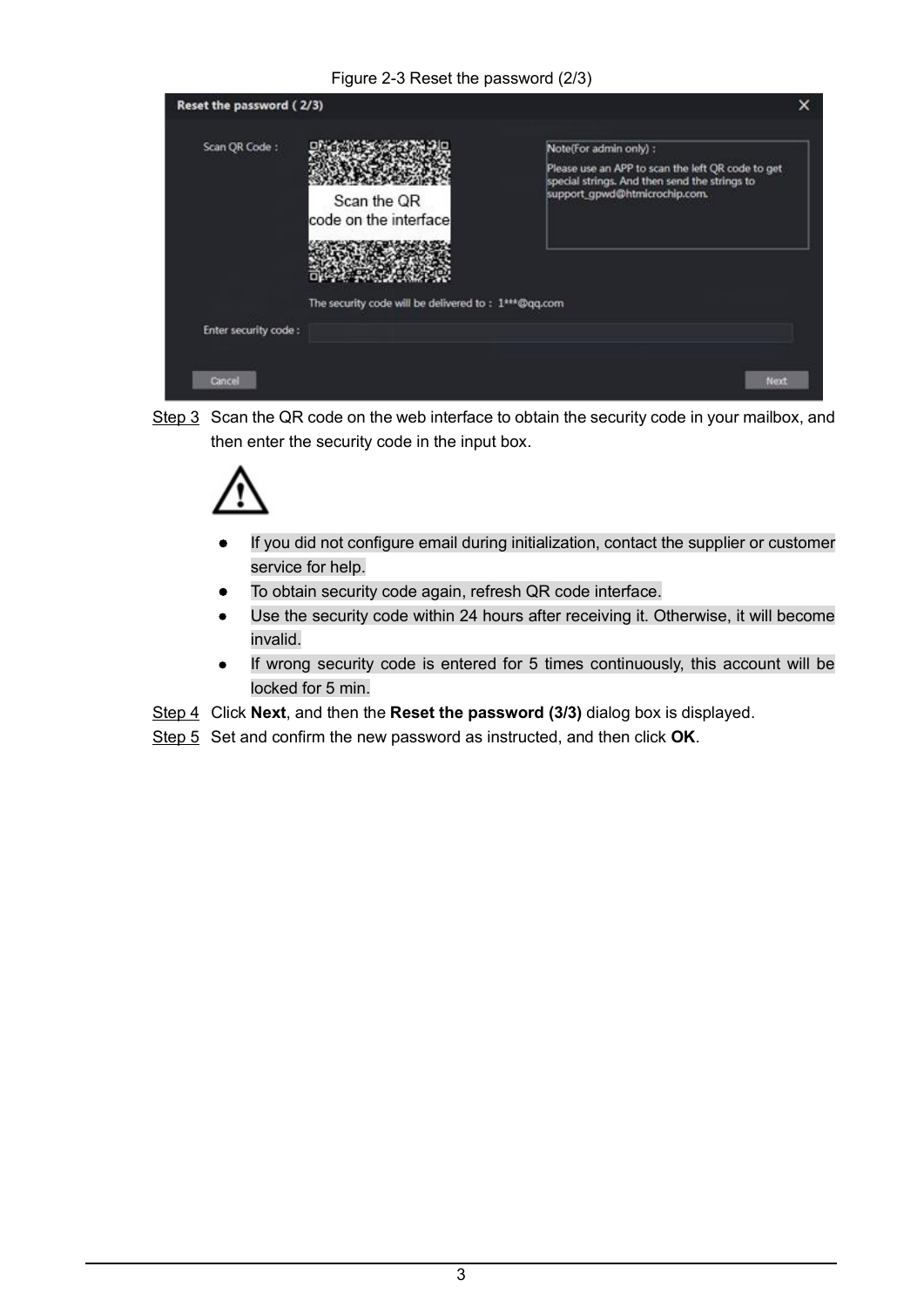Figure 2-3 Reset the password (2/3)

Step 3 Scan the QR code on the web interface to obtain the security code in your mailbox, and then enter the security code in the input box.

- If you did not configure email during initialization, contact the supplier or customer service for help.
- To obtain security code again, refresh QR code interface.
- Use the security code within 24 hours after receiving it. Otherwise, it will become invalid.
- If wrong security code is entered for 5 times continuously, this account will be locked for 5 min.

Step 4 Click **Next**, and then the **Reset the password (3/3)** dialog box is displayed.

Step 5 Set and confirm the new password as instructed, and then click **OK**.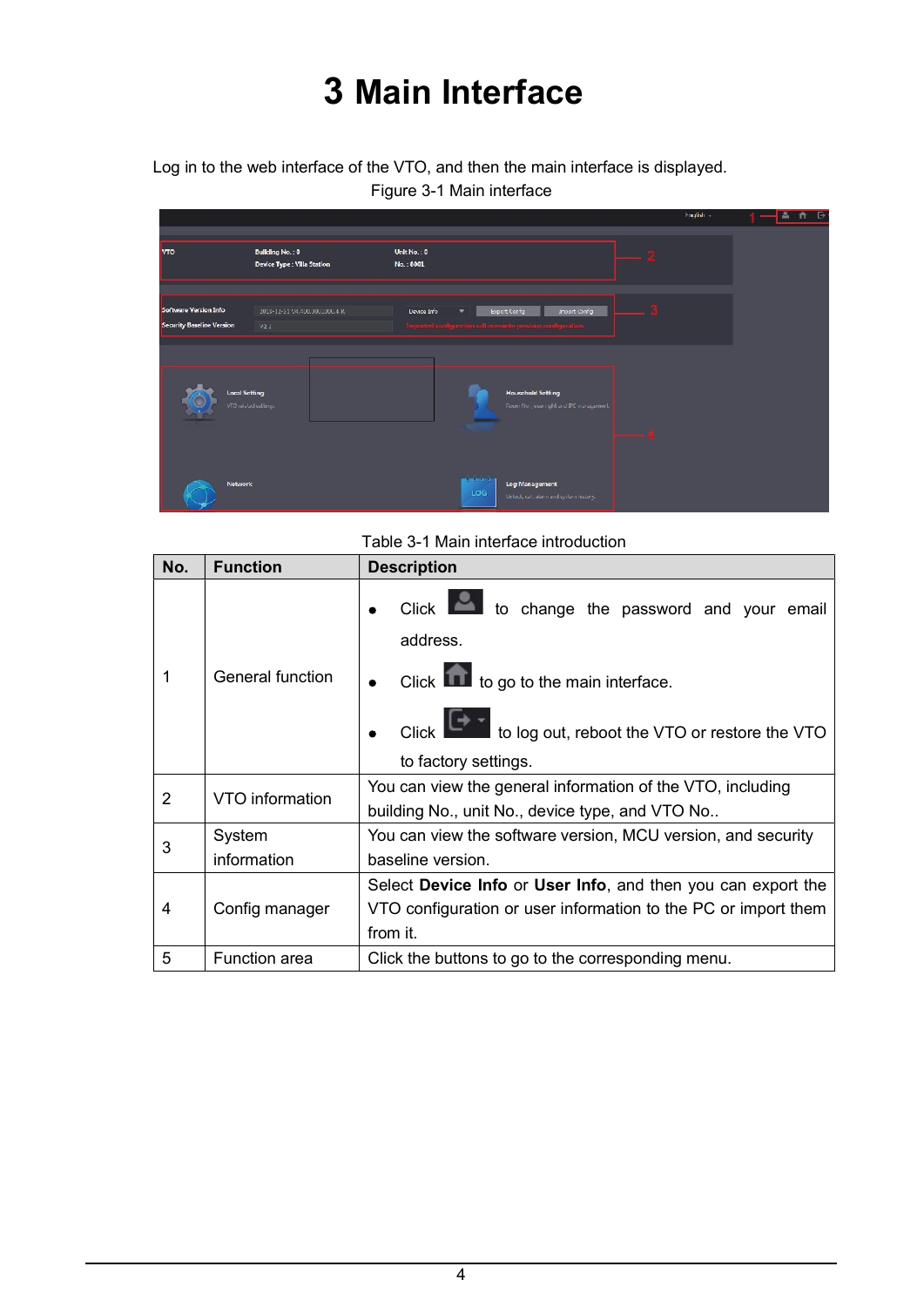# 3 Main Interface

Log in to the web interface of the VTO, and then the main interface is displayed.

Figure 3-1 Main interface

Table 3-1 Main interface introduction

| No. | Function | Description |
|---|---|---|
| 1 | General function | • Click [icon] to change the password and your email address.<br>• Click [icon] to go to the main interface.<br>• Click [icon] to log out, reboot the VTO or restore the VTO to factory settings. |
| 2 | VTO information | You can view the general information of the VTO, including building No., unit No., device type, and VTO No.. |
| 3 | System information | You can view the software version, MCU version, and security baseline version. |
| 4 | Config manager | Select **Device Info** or **User Info**, and then you can export the VTO configuration or user information to the PC or import them from it. |
| 5 | Function area | Click the buttons to go to the corresponding menu. |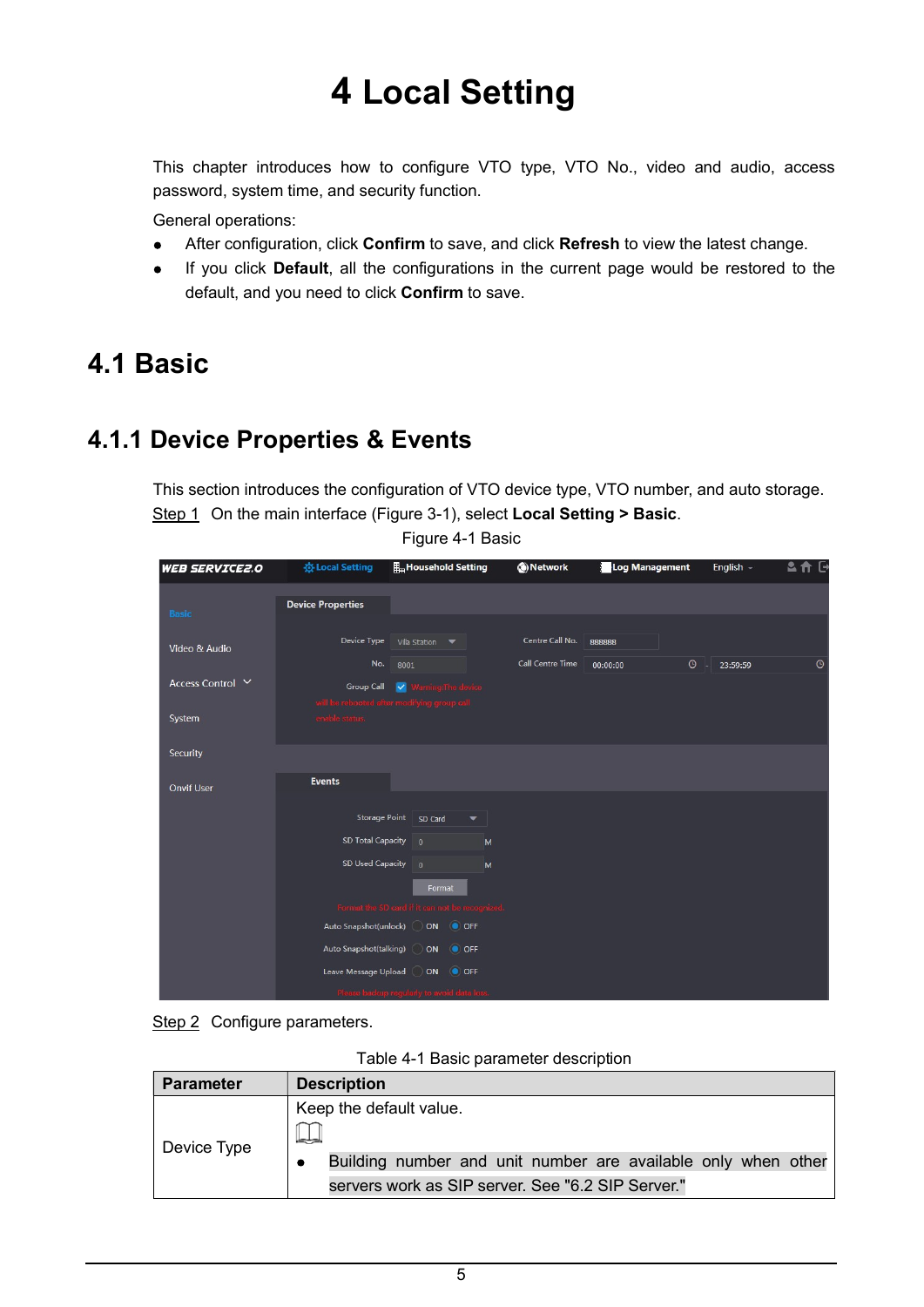# 4 Local Setting

This chapter introduces how to configure VTO type, VTO No., video and audio, access password, system time, and security function.

General operations:

- After configuration, click **Confirm** to save, and click **Refresh** to view the latest change.
- If you click **Default**, all the configurations in the current page would be restored to the default, and you need to click **Confirm** to save.

## 4.1 Basic

### 4.1.1 Device Properties & Events

This section introduces the configuration of VTO device type, VTO number, and auto storage.

Step 1 On the main interface (Figure 3-1), select **Local Setting > Basic**.

Figure 4-1 Basic

Step 2 Configure parameters.

Table 4-1 Basic parameter description

| Parameter | Description |
|---|---|
| Device Type | Keep the default value. <br> • Building number and unit number are available only when other servers work as SIP server. See "6.2 SIP Server." |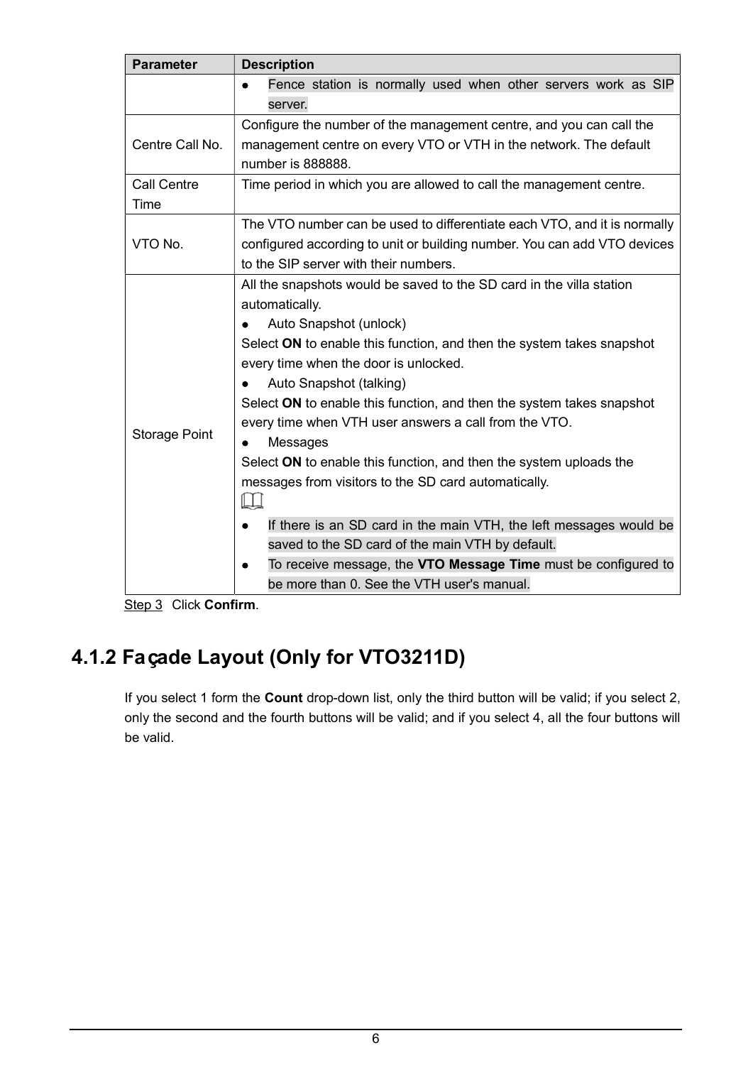| Parameter | Description |
|---|---|
| | • Fence station is normally used when other servers work as SIP server. |
| Centre Call No. | Configure the number of the management centre, and you can call the management centre on every VTO or VTH in the network. The default number is 888888. |
| Call Centre Time | Time period in which you are allowed to call the management centre. |
| VTO No. | The VTO number can be used to differentiate each VTO, and it is normally configured according to unit or building number. You can add VTO devices to the SIP server with their numbers. |
| Storage Point | All the snapshots would be saved to the SD card in the villa station automatically.<br>• Auto Snapshot (unlock)<br>Select **ON** to enable this function, and then the system takes snapshot every time when the door is unlocked.<br>• Auto Snapshot (talking)<br>Select **ON** to enable this function, and then the system takes snapshot every time when VTH user answers a call from the VTO.<br>• Messages<br>Select **ON** to enable this function, and then the system uploads the messages from visitors to the SD card automatically.<br>• If there is an SD card in the main VTH, the left messages would be saved to the SD card of the main VTH by default.<br>• To receive message, the **VTO Message Time** must be configured to be more than 0. See the VTH user's manual. |

Step 3 Click **Confirm**.

### 4.1.2 Façade Layout (Only for VTO3211D)

If you select 1 form the **Count** drop-down list, only the third button will be valid; if you select 2, only the second and the fourth buttons will be valid; and if you select 4, all the four buttons will be valid.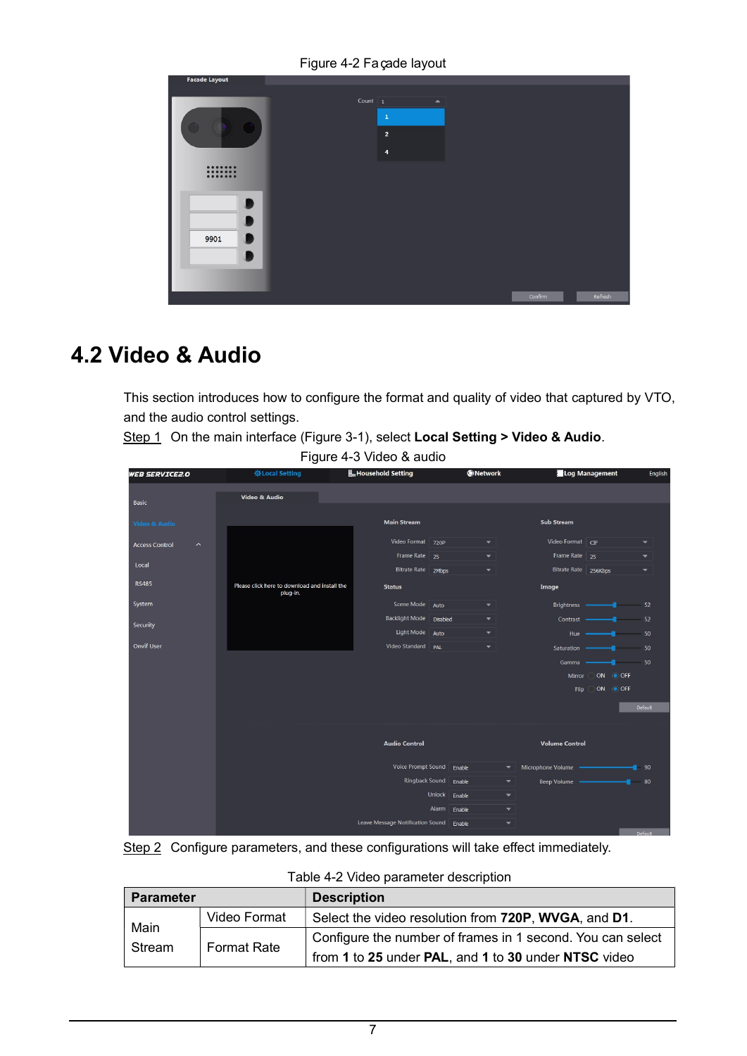Figure 4-2 Façade layout

## 4.2 Video & Audio

This section introduces how to configure the format and quality of video that captured by VTO, and the audio control settings.

Step 1 On the main interface (Figure 3-1), select **Local Setting > Video & Audio**.

Figure 4-3 Video & audio

Step 2 Configure parameters, and these configurations will take effect immediately.

Table 4-2 Video parameter description

| Parameter | | Description |
|---|---|---|
| Main Stream | Video Format | Select the video resolution from **720P**, **WVGA**, and **D1**. |
| | Format Rate | Configure the number of frames in 1 second. You can select from **1** to **25** under **PAL**, and **1** to **30** under **NTSC** video |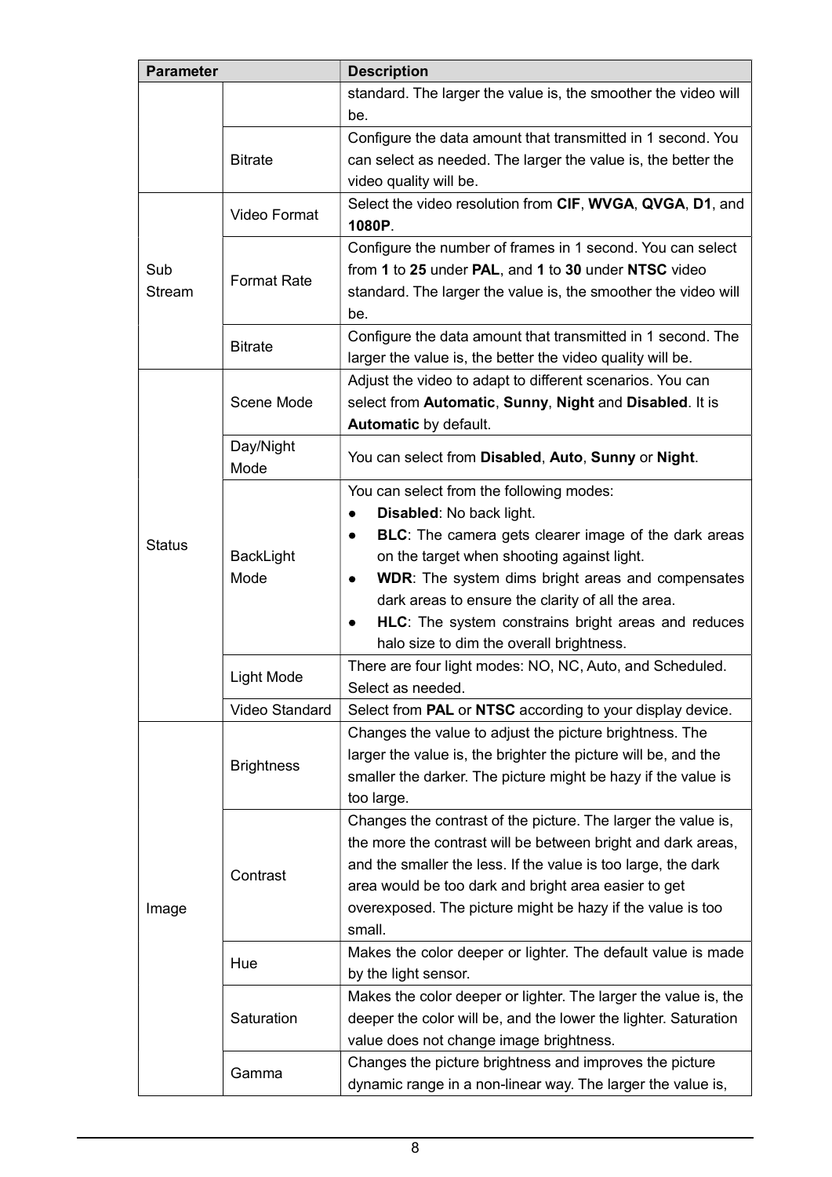| Parameter | | Description |
|---|---|---|
| | | standard. The larger the value is, the smoother the video will be. |
| | Bitrate | Configure the data amount that transmitted in 1 second. You can select as needed. The larger the value is, the better the video quality will be. |
| Sub Stream | Video Format | Select the video resolution from **CIF**, **WVGA**, **QVGA**, **D1**, and **1080P**. |
| | Format Rate | Configure the number of frames in 1 second. You can select from **1** to **25** under **PAL**, and **1** to **30** under **NTSC** video standard. The larger the value is, the smoother the video will be. |
| | Bitrate | Configure the data amount that transmitted in 1 second. The larger the value is, the better the video quality will be. |
| Status | Scene Mode | Adjust the video to adapt to different scenarios. You can select from **Automatic**, **Sunny**, **Night** and **Disabled**. It is **Automatic** by default. |
| | Day/Night Mode | You can select from **Disabled**, **Auto**, **Sunny** or **Night**. |
| | BackLight Mode | You can select from the following modes:<br>● **Disabled**: No back light.<br>● **BLC**: The camera gets clearer image of the dark areas on the target when shooting against light.<br>● **WDR**: The system dims bright areas and compensates dark areas to ensure the clarity of all the area.<br>● **HLC**: The system constrains bright areas and reduces halo size to dim the overall brightness. |
| | Light Mode | There are four light modes: NO, NC, Auto, and Scheduled. Select as needed. |
| | Video Standard | Select from **PAL** or **NTSC** according to your display device. |
| Image | Brightness | Changes the value to adjust the picture brightness. The larger the value is, the brighter the picture will be, and the smaller the darker. The picture might be hazy if the value is too large. |
| | Contrast | Changes the contrast of the picture. The larger the value is, the more the contrast will be between bright and dark areas, and the smaller the less. If the value is too large, the dark area would be too dark and bright area easier to get overexposed. The picture might be hazy if the value is too small. |
| | Hue | Makes the color deeper or lighter. The default value is made by the light sensor. |
| | Saturation | Makes the color deeper or lighter. The larger the value is, the deeper the color will be, and the lower the lighter. Saturation value does not change image brightness. |
| | Gamma | Changes the picture brightness and improves the picture dynamic range in a non-linear way. The larger the value is, |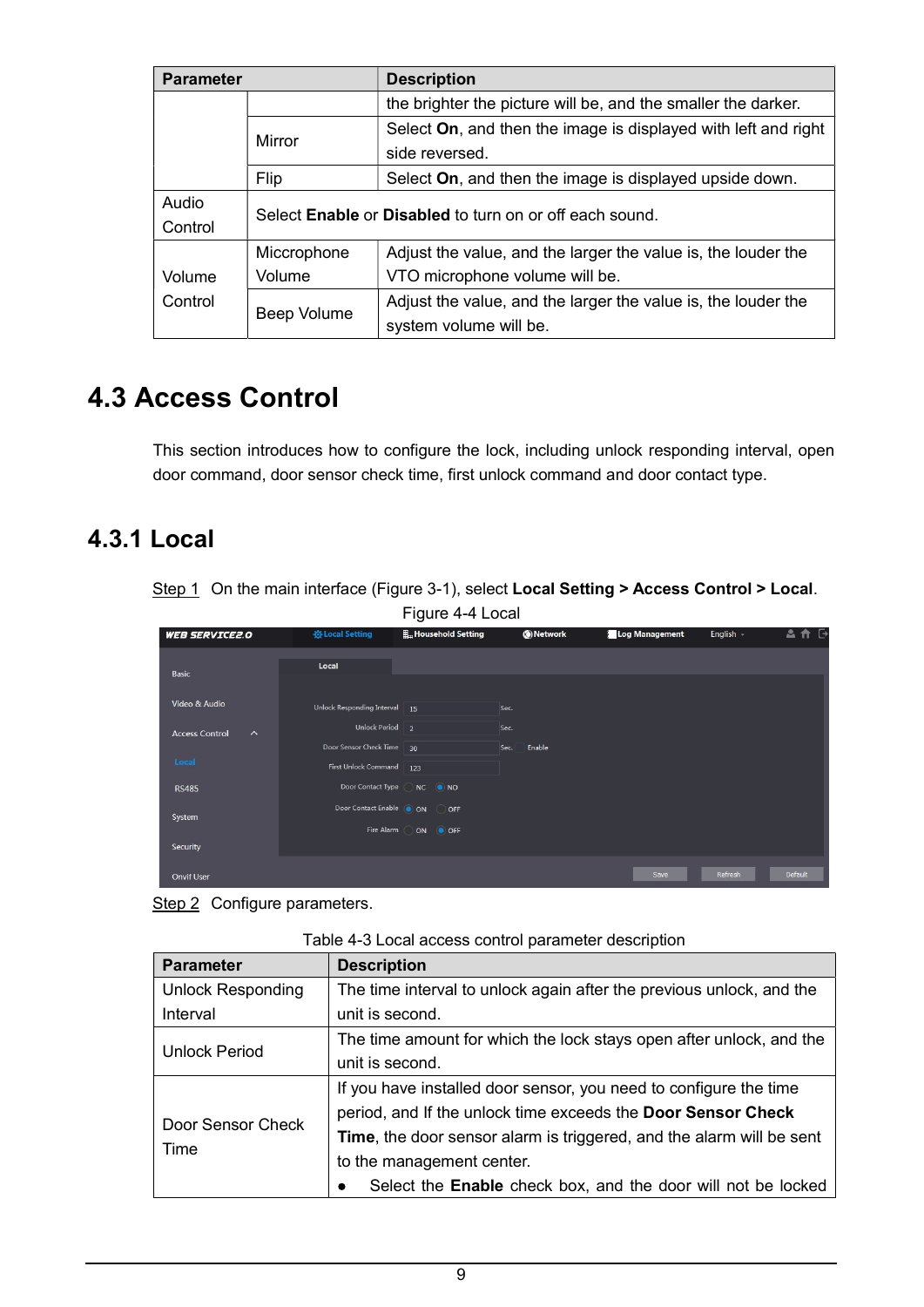| Parameter | | Description |
|---|---|---|
| | | the brighter the picture will be, and the smaller the darker. |
| | Mirror | Select **On**, and then the image is displayed with left and right side reversed. |
| | Flip | Select **On**, and then the image is displayed upside down. |
| Audio Control | Select **Enable** or **Disabled** to turn on or off each sound. | |
| Volume Control | Miccrophone Volume | Adjust the value, and the larger the value is, the louder the VTO microphone volume will be. |
| | Beep Volume | Adjust the value, and the larger the value is, the louder the system volume will be. |

## 4.3 Access Control

This section introduces how to configure the lock, including unlock responding interval, open door command, door sensor check time, first unlock command and door contact type.

### 4.3.1 Local

Step 1 On the main interface (Figure 3-1), select **Local Setting > Access Control > Local**.

Figure 4-4 Local

Step 2 Configure parameters.

Table 4-3 Local access control parameter description

| Parameter | Description |
|---|---|
| Unlock Responding Interval | The time interval to unlock again after the previous unlock, and the unit is second. |
| Unlock Period | The time amount for which the lock stays open after unlock, and the unit is second. |
| Door Sensor Check Time | If you have installed door sensor, you need to configure the time period, and If the unlock time exceeds the **Door Sensor Check Time**, the door sensor alarm is triggered, and the alarm will be sent to the management center.<br>● Select the **Enable** check box, and the door will not be locked |